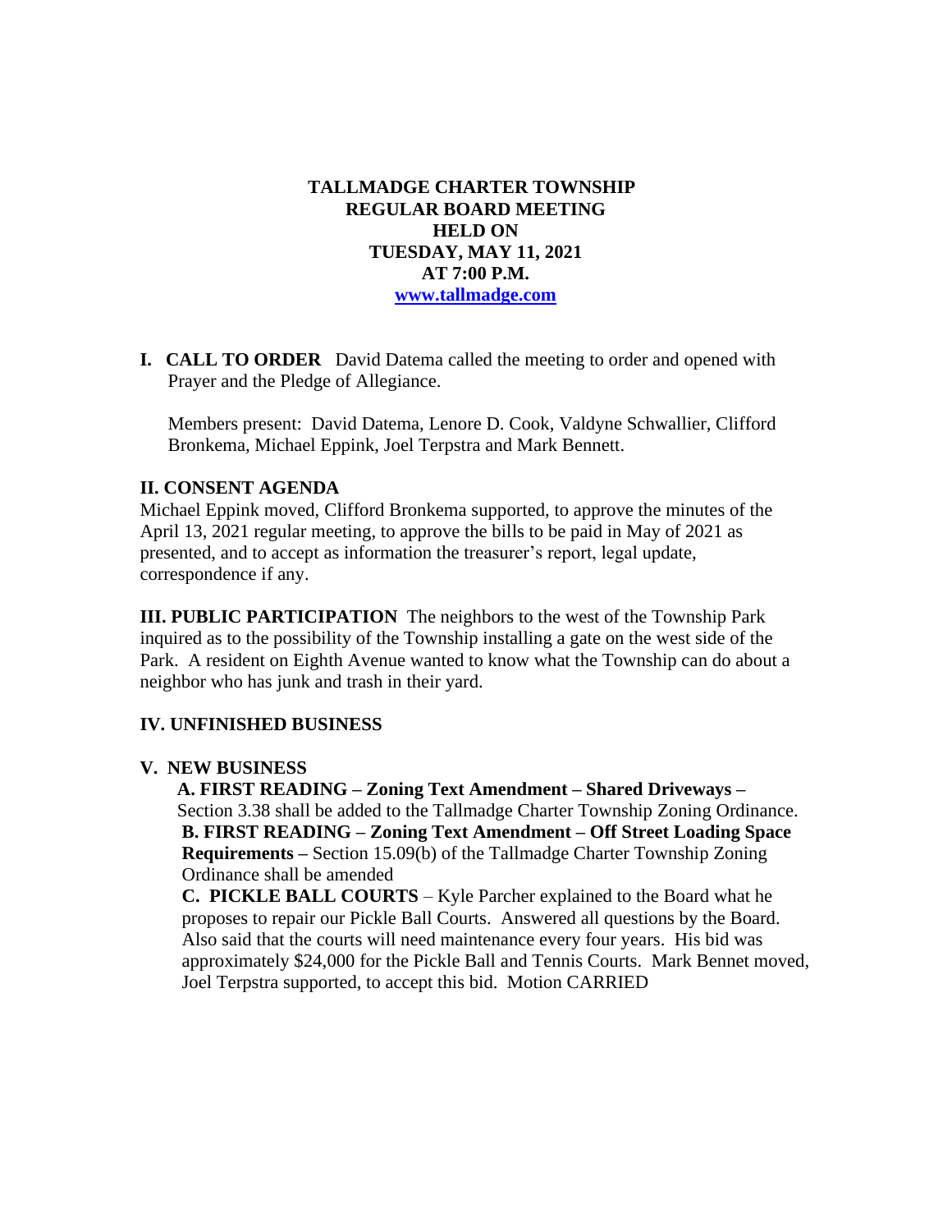**TALLMADGE CHARTER TOWNSHIP**
**REGULAR BOARD MEETING**
**HELD ON**
**TUESDAY, MAY 11, 2021**
**AT 7:00 P.M.**
**[www.tallmadge.com](http://www.tallmadge.com)**

**I. CALL TO ORDER** David Datema called the meeting to order and opened with Prayer and the Pledge of Allegiance.

Members present: David Datema, Lenore D. Cook, Valdyne Schwallier, Clifford Bronkema, Michael Eppink, Joel Terpstra and Mark Bennett.

## II. CONSENT AGENDA

Michael Eppink moved, Clifford Bronkema supported, to approve the minutes of the April 13, 2021 regular meeting, to approve the bills to be paid in May of 2021 as presented, and to accept as information the treasurer's report, legal update, correspondence if any.

**III. PUBLIC PARTICIPATION** The neighbors to the west of the Township Park inquired as to the possibility of the Township installing a gate on the west side of the Park. A resident on Eighth Avenue wanted to know what the Township can do about a neighbor who has junk and trash in their yard.

## IV. UNFINISHED BUSINESS

## V. NEW BUSINESS

**A. FIRST READING – Zoning Text Amendment – Shared Driveways –** Section 3.38 shall be added to the Tallmadge Charter Township Zoning Ordinance.

**B. FIRST READING – Zoning Text Amendment – Off Street Loading Space Requirements –** Section 15.09(b) of the Tallmadge Charter Township Zoning Ordinance shall be amended

**C. PICKLE BALL COURTS** – Kyle Parcher explained to the Board what he proposes to repair our Pickle Ball Courts. Answered all questions by the Board. Also said that the courts will need maintenance every four years. His bid was approximately $24,000 for the Pickle Ball and Tennis Courts. Mark Bennet moved, Joel Terpstra supported, to accept this bid. Motion CARRIED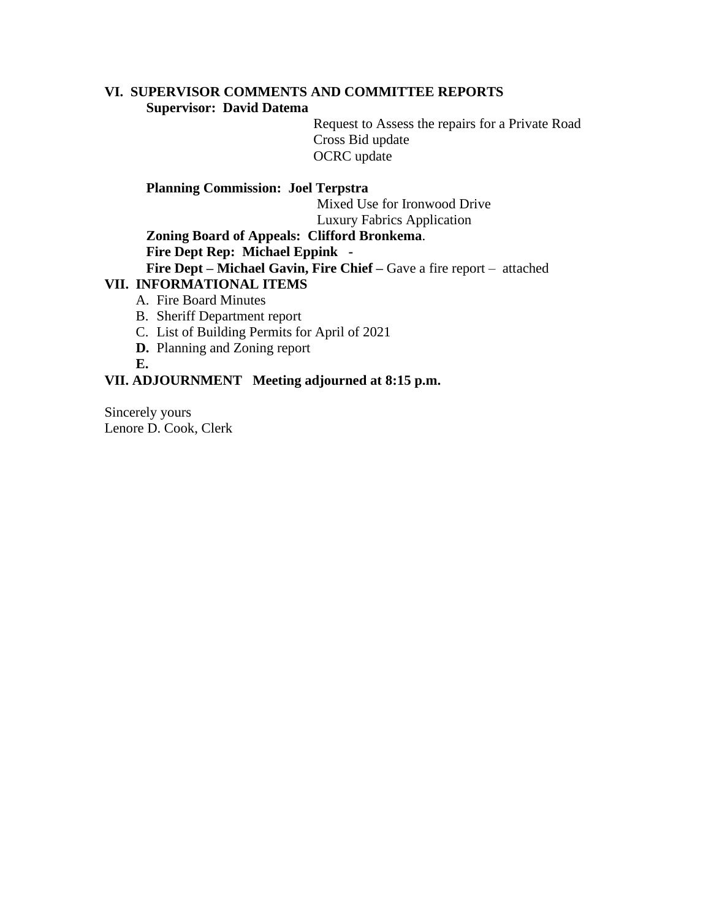**VI. SUPERVISOR COMMENTS AND COMMITTEE REPORTS**

**Supervisor: David Datema**

Request to Assess the repairs for a Private Road
Cross Bid update
OCRC update

**Planning Commission: Joel Terpstra**

Mixed Use for Ironwood Drive
Luxury Fabrics Application

**Zoning Board of Appeals: Clifford Bronkema**.

**Fire Dept Rep: Michael Eppink -**

**Fire Dept – Michael Gavin, Fire Chief –** Gave a fire report – attached

**VII. INFORMATIONAL ITEMS**

A. Fire Board Minutes
B. Sheriff Department report
C. List of Building Permits for April of 2021
**D.** Planning and Zoning report
**E.**

**VII. ADJOURNMENT Meeting adjourned at 8:15 p.m.**

Sincerely yours
Lenore D. Cook, Clerk